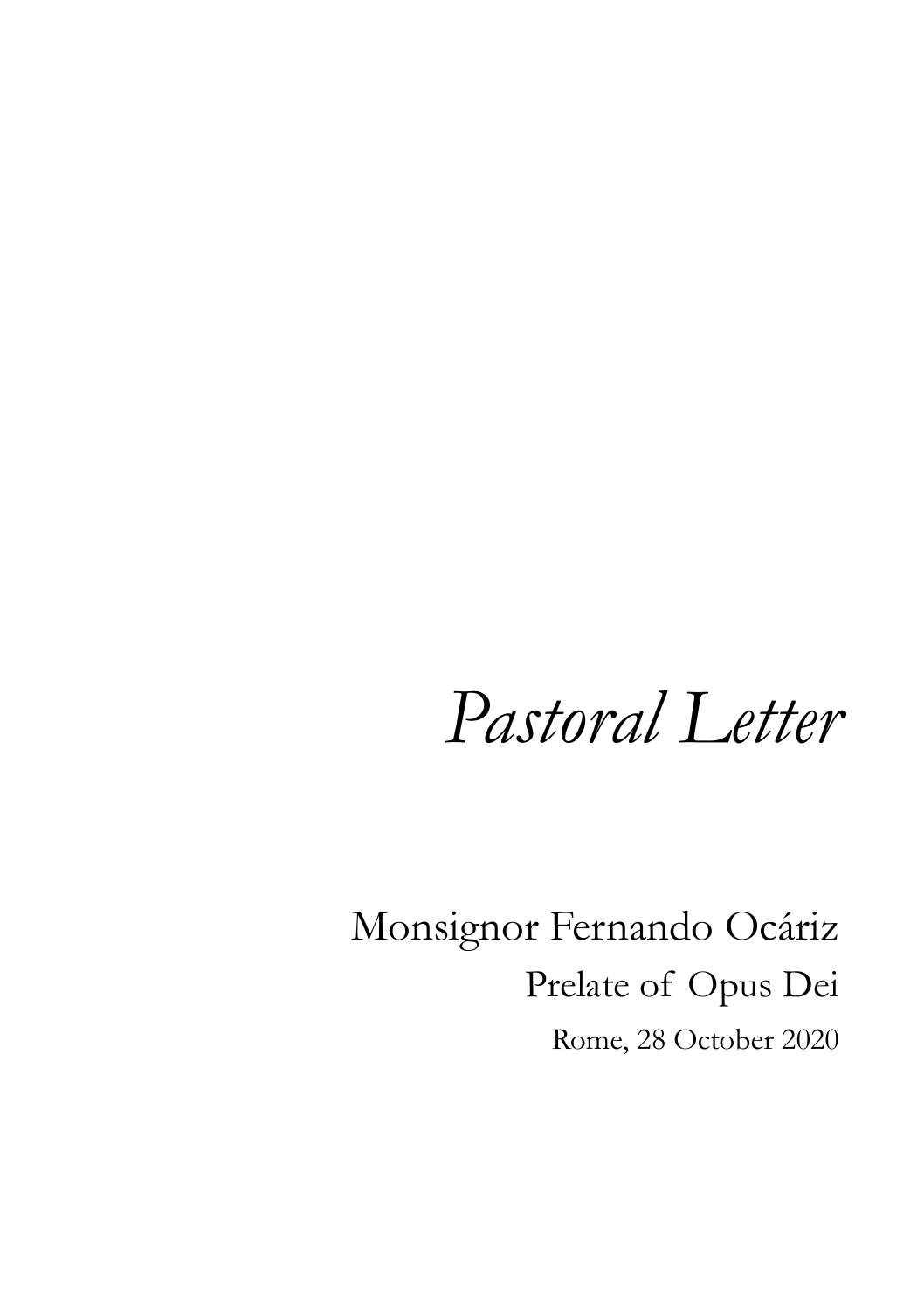# *Pastoral Letter*

Monsignor Fernando Ocáriz

Prelate of Opus Dei

Rome, 28 October 2020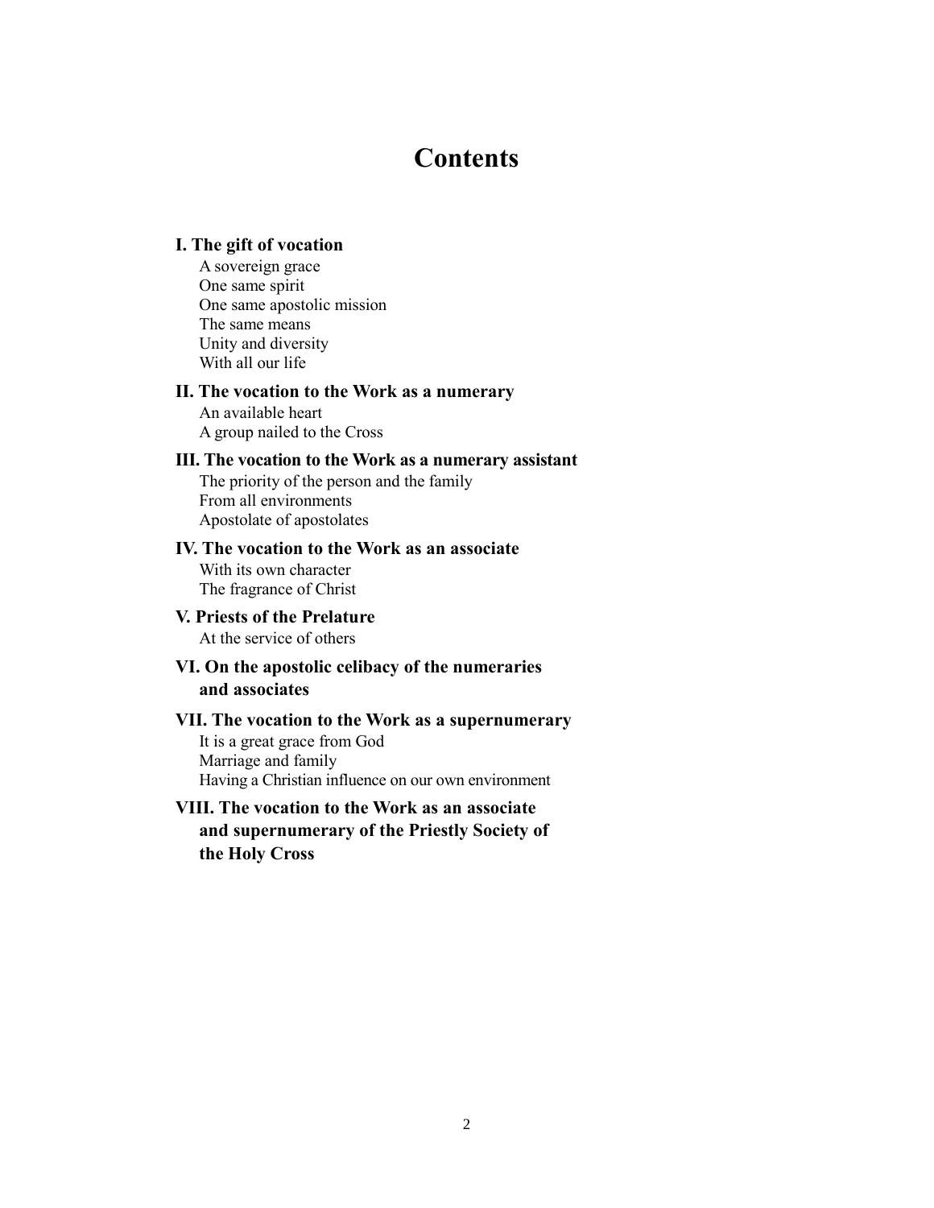# Contents

**I. The gift of vocation**

A sovereign grace
One same spirit
One same apostolic mission
The same means
Unity and diversity
With all our life

**II. The vocation to the Work as a numerary**

An available heart
A group nailed to the Cross

**III. The vocation to the Work as a numerary assistant**

The priority of the person and the family
From all environments
Apostolate of apostolates

**IV. The vocation to the Work as an associate**

With its own character
The fragrance of Christ

**V. Priests of the Prelature**

At the service of others

**VI. On the apostolic celibacy of the numeraries and associates**

**VII. The vocation to the Work as a supernumerary**

It is a great grace from God
Marriage and family
Having a Christian influence on our own environment

**VIII. The vocation to the Work as an associate and supernumerary of the Priestly Society of the Holy Cross**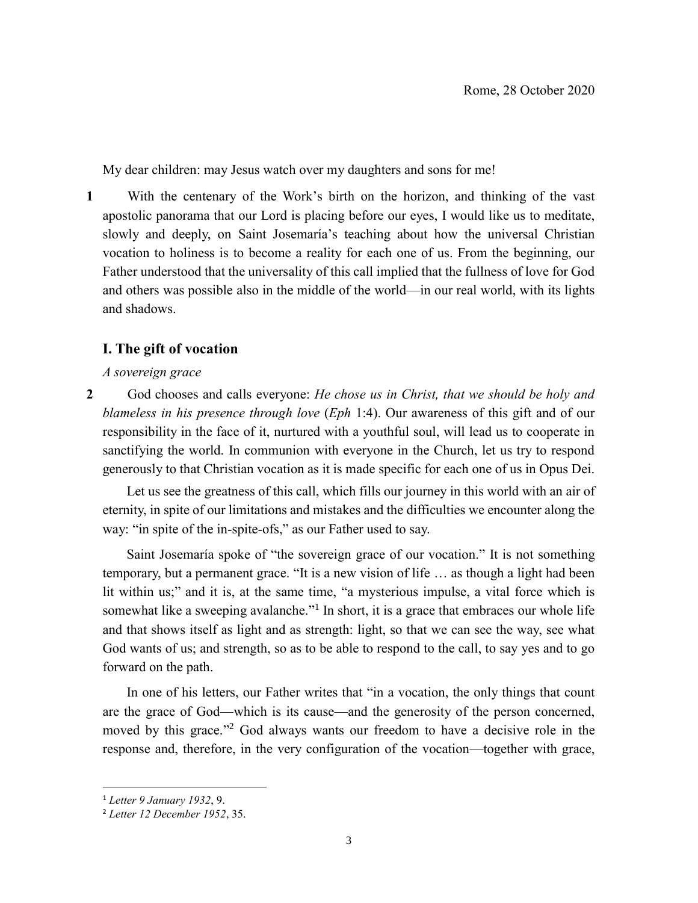Rome, 28 October 2020

My dear children: may Jesus watch over my daughters and sons for me!

**1** With the centenary of the Work's birth on the horizon, and thinking of the vast apostolic panorama that our Lord is placing before our eyes, I would like us to meditate, slowly and deeply, on Saint Josemaría's teaching about how the universal Christian vocation to holiness is to become a reality for each one of us. From the beginning, our Father understood that the universality of this call implied that the fullness of love for God and others was possible also in the middle of the world—in our real world, with its lights and shadows.

## I. The gift of vocation

*A sovereign grace*

**2** God chooses and calls everyone: *He chose us in Christ, that we should be holy and blameless in his presence through love* (*Eph* 1:4). Our awareness of this gift and of our responsibility in the face of it, nurtured with a youthful soul, will lead us to cooperate in sanctifying the world. In communion with everyone in the Church, let us try to respond generously to that Christian vocation as it is made specific for each one of us in Opus Dei.

Let us see the greatness of this call, which fills our journey in this world with an air of eternity, in spite of our limitations and mistakes and the difficulties we encounter along the way: "in spite of the in-spite-ofs," as our Father used to say.

Saint Josemaría spoke of "the sovereign grace of our vocation." It is not something temporary, but a permanent grace. "It is a new vision of life … as though a light had been lit within us;" and it is, at the same time, "a mysterious impulse, a vital force which is somewhat like a sweeping avalanche."[1] In short, it is a grace that embraces our whole life and that shows itself as light and as strength: light, so that we can see the way, see what God wants of us; and strength, so as to be able to respond to the call, to say yes and to go forward on the path.

In one of his letters, our Father writes that "in a vocation, the only things that count are the grace of God—which is its cause—and the generosity of the person concerned, moved by this grace."[2] God always wants our freedom to have a decisive role in the response and, therefore, in the very configuration of the vocation—together with grace,

---

[1] *Letter 9 January 1932*, 9.

[2] *Letter 12 December 1952*, 35.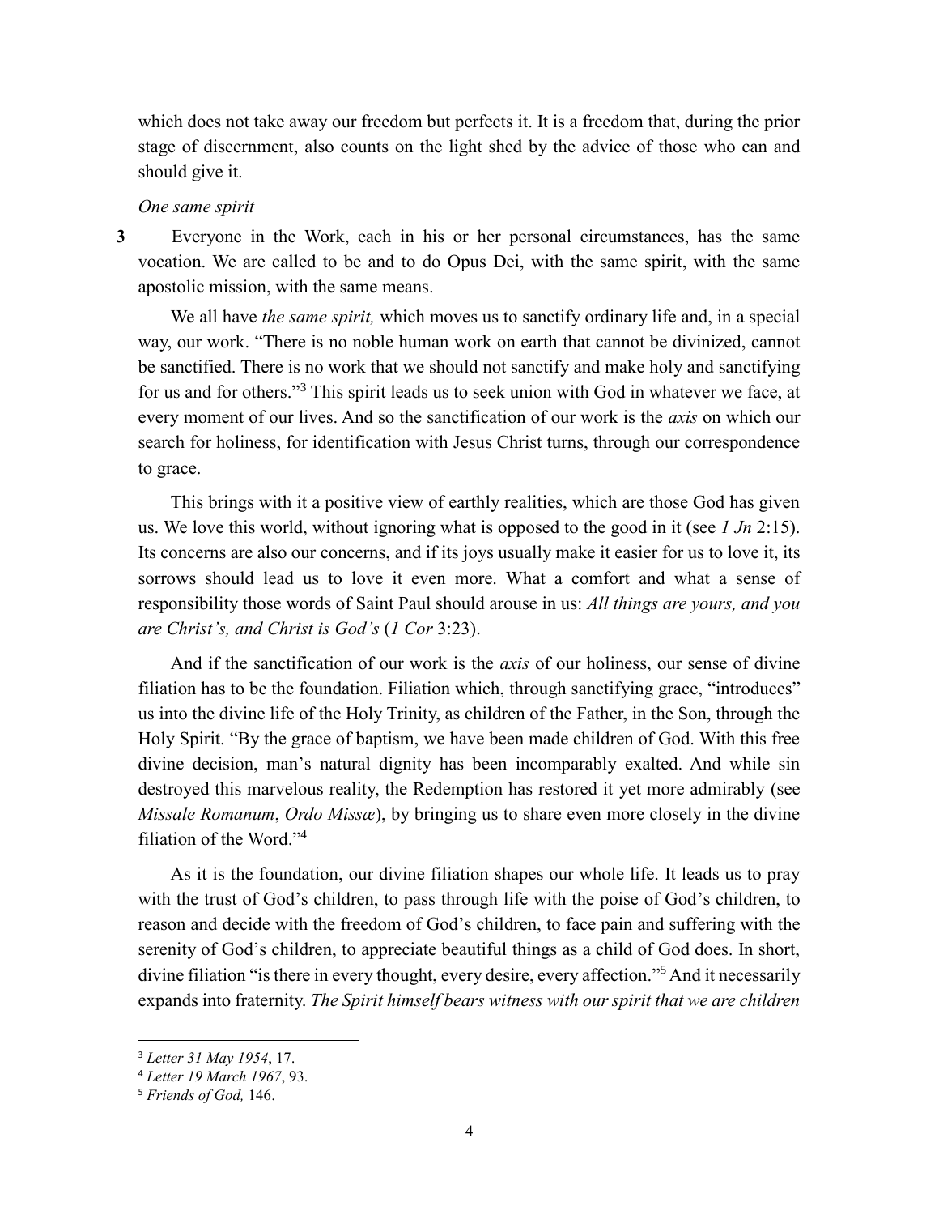which does not take away our freedom but perfects it. It is a freedom that, during the prior stage of discernment, also counts on the light shed by the advice of those who can and should give it.

*One same spirit*

**3** Everyone in the Work, each in his or her personal circumstances, has the same vocation. We are called to be and to do Opus Dei, with the same spirit, with the same apostolic mission, with the same means.

We all have *the same spirit,* which moves us to sanctify ordinary life and, in a special way, our work. "There is no noble human work on earth that cannot be divinized, cannot be sanctified. There is no work that we should not sanctify and make holy and sanctifying for us and for others."[3] This spirit leads us to seek union with God in whatever we face, at every moment of our lives. And so the sanctification of our work is the *axis* on which our search for holiness, for identification with Jesus Christ turns, through our correspondence to grace.

This brings with it a positive view of earthly realities, which are those God has given us. We love this world, without ignoring what is opposed to the good in it (see *1 Jn* 2:15). Its concerns are also our concerns, and if its joys usually make it easier for us to love it, its sorrows should lead us to love it even more. What a comfort and what a sense of responsibility those words of Saint Paul should arouse in us: *All things are yours, and you are Christ's, and Christ is God's* (*1 Cor* 3:23).

And if the sanctification of our work is the *axis* of our holiness, our sense of divine filiation has to be the foundation. Filiation which, through sanctifying grace, "introduces" us into the divine life of the Holy Trinity, as children of the Father, in the Son, through the Holy Spirit. "By the grace of baptism, we have been made children of God. With this free divine decision, man's natural dignity has been incomparably exalted. And while sin destroyed this marvelous reality, the Redemption has restored it yet more admirably (see *Missale Romanum*, *Ordo Missæ*), by bringing us to share even more closely in the divine filiation of the Word."[4]

As it is the foundation, our divine filiation shapes our whole life. It leads us to pray with the trust of God's children, to pass through life with the poise of God's children, to reason and decide with the freedom of God's children, to face pain and suffering with the serenity of God's children, to appreciate beautiful things as a child of God does. In short, divine filiation "is there in every thought, every desire, every affection."[5] And it necessarily expands into fraternity. *The Spirit himself bears witness with our spirit that we are children*

---

[3] *Letter 31 May 1954*, 17.

[4] *Letter 19 March 1967*, 93.

[5] *Friends of God,* 146.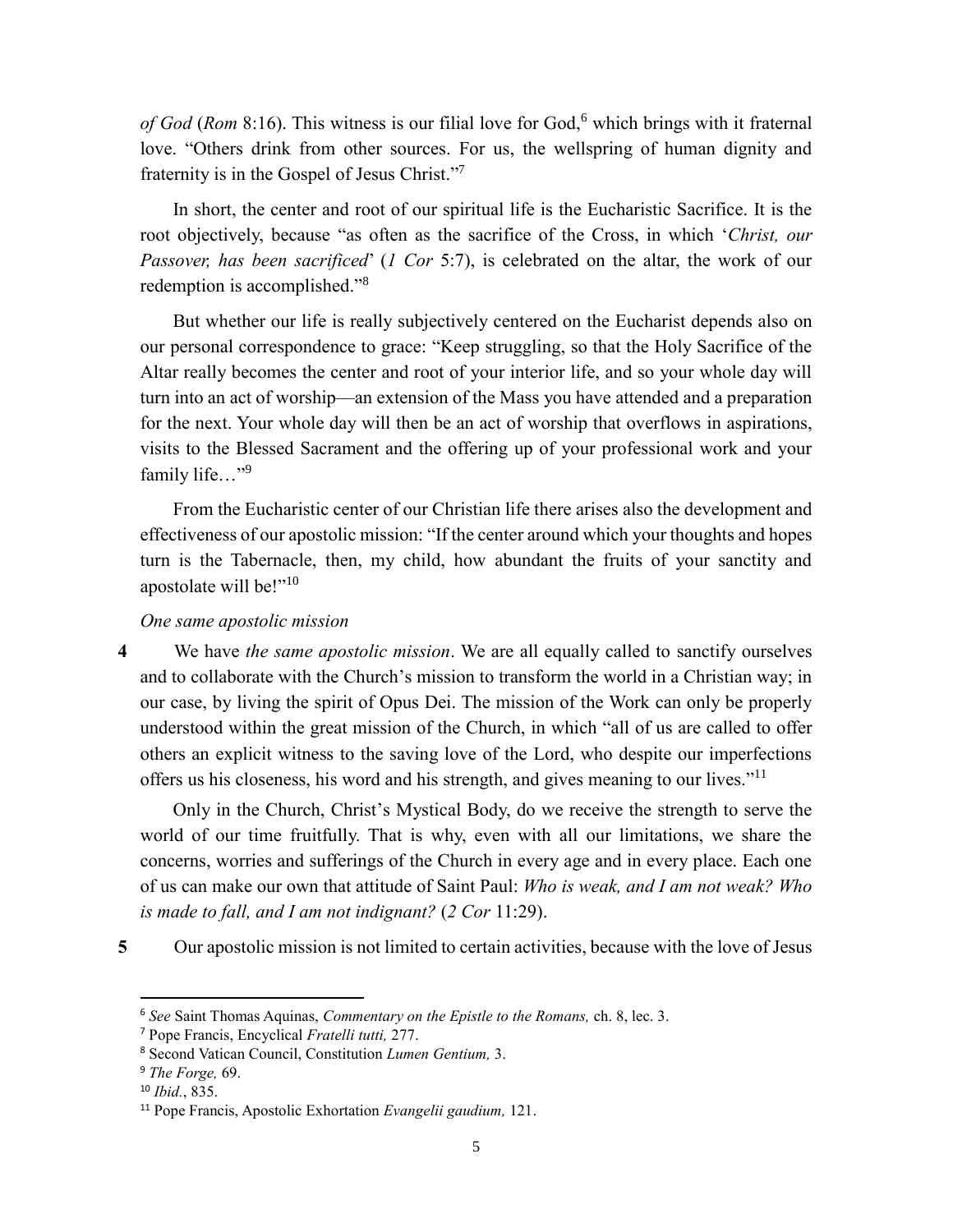*of God* (*Rom* 8:16). This witness is our filial love for God,[6] which brings with it fraternal love. "Others drink from other sources. For us, the wellspring of human dignity and fraternity is in the Gospel of Jesus Christ."[7]

In short, the center and root of our spiritual life is the Eucharistic Sacrifice. It is the root objectively, because "as often as the sacrifice of the Cross, in which '*Christ, our Passover, has been sacrificed*' (*1 Cor* 5:7), is celebrated on the altar, the work of our redemption is accomplished."[8]

But whether our life is really subjectively centered on the Eucharist depends also on our personal correspondence to grace: "Keep struggling, so that the Holy Sacrifice of the Altar really becomes the center and root of your interior life, and so your whole day will turn into an act of worship—an extension of the Mass you have attended and a preparation for the next. Your whole day will then be an act of worship that overflows in aspirations, visits to the Blessed Sacrament and the offering up of your professional work and your family life…"[9]

From the Eucharistic center of our Christian life there arises also the development and effectiveness of our apostolic mission: "If the center around which your thoughts and hopes turn is the Tabernacle, then, my child, how abundant the fruits of your sanctity and apostolate will be!"[10]

*One same apostolic mission*

**4** We have *the same apostolic mission*. We are all equally called to sanctify ourselves and to collaborate with the Church's mission to transform the world in a Christian way; in our case, by living the spirit of Opus Dei. The mission of the Work can only be properly understood within the great mission of the Church, in which "all of us are called to offer others an explicit witness to the saving love of the Lord, who despite our imperfections offers us his closeness, his word and his strength, and gives meaning to our lives."[11]

Only in the Church, Christ's Mystical Body, do we receive the strength to serve the world of our time fruitfully. That is why, even with all our limitations, we share the concerns, worries and sufferings of the Church in every age and in every place. Each one of us can make our own that attitude of Saint Paul: *Who is weak, and I am not weak? Who is made to fall, and I am not indignant?* (*2 Cor* 11:29).

**5** Our apostolic mission is not limited to certain activities, because with the love of Jesus

---

[6] *See* Saint Thomas Aquinas, *Commentary on the Epistle to the Romans,* ch. 8, lec. 3.

[7] Pope Francis, Encyclical *Fratelli tutti,* 277.

[8] Second Vatican Council, Constitution *Lumen Gentium,* 3.

[9] *The Forge,* 69.

[10] *Ibid.*, 835.

[11] Pope Francis, Apostolic Exhortation *Evangelii gaudium,* 121.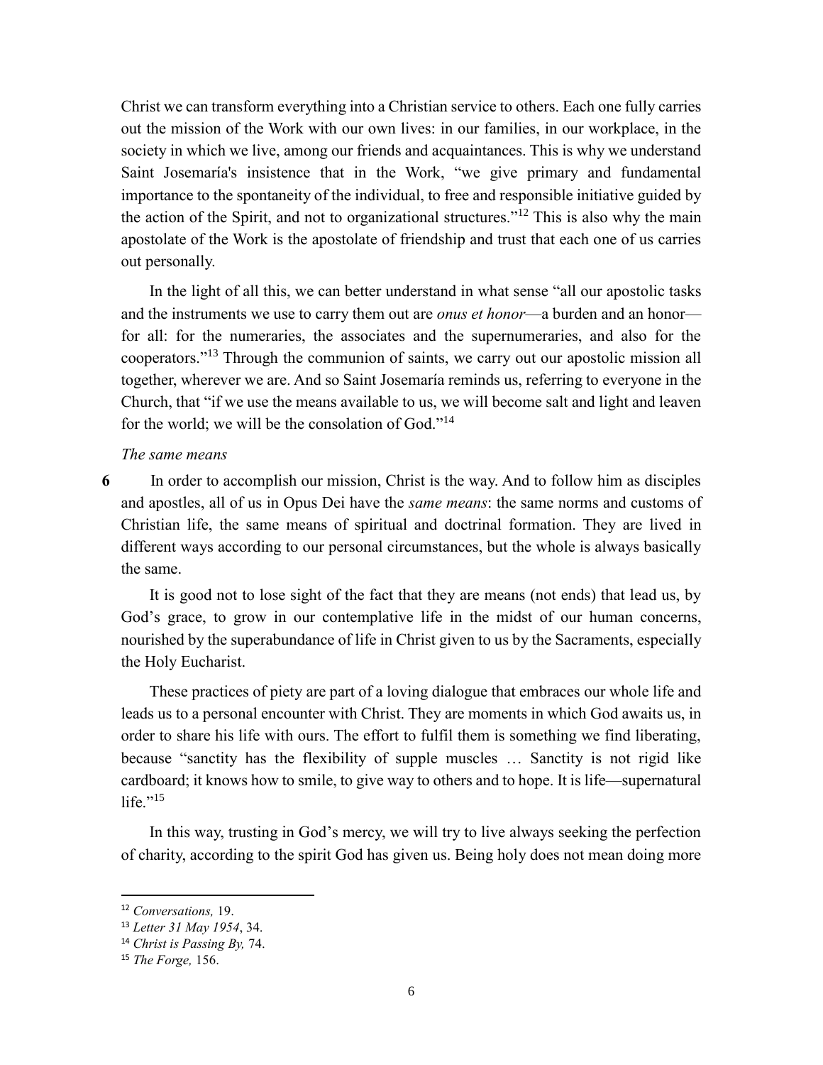Christ we can transform everything into a Christian service to others. Each one fully carries out the mission of the Work with our own lives: in our families, in our workplace, in the society in which we live, among our friends and acquaintances. This is why we understand Saint Josemaría's insistence that in the Work, "we give primary and fundamental importance to the spontaneity of the individual, to free and responsible initiative guided by the action of the Spirit, and not to organizational structures."[12] This is also why the main apostolate of the Work is the apostolate of friendship and trust that each one of us carries out personally.

In the light of all this, we can better understand in what sense "all our apostolic tasks and the instruments we use to carry them out are *onus et honor*—a burden and an honor—for all: for the numeraries, the associates and the supernumeraries, and also for the cooperators."[13] Through the communion of saints, we carry out our apostolic mission all together, wherever we are. And so Saint Josemaría reminds us, referring to everyone in the Church, that "if we use the means available to us, we will become salt and light and leaven for the world; we will be the consolation of God."[14]

*The same means*

**6** In order to accomplish our mission, Christ is the way. And to follow him as disciples and apostles, all of us in Opus Dei have the *same means*: the same norms and customs of Christian life, the same means of spiritual and doctrinal formation. They are lived in different ways according to our personal circumstances, but the whole is always basically the same.

It is good not to lose sight of the fact that they are means (not ends) that lead us, by God's grace, to grow in our contemplative life in the midst of our human concerns, nourished by the superabundance of life in Christ given to us by the Sacraments, especially the Holy Eucharist.

These practices of piety are part of a loving dialogue that embraces our whole life and leads us to a personal encounter with Christ. They are moments in which God awaits us, in order to share his life with ours. The effort to fulfil them is something we find liberating, because "sanctity has the flexibility of supple muscles … Sanctity is not rigid like cardboard; it knows how to smile, to give way to others and to hope. It is life—supernatural life."[15]

In this way, trusting in God's mercy, we will try to live always seeking the perfection of charity, according to the spirit God has given us. Being holy does not mean doing more

---

[12] *Conversations,* 19.

[13] *Letter 31 May 1954*, 34.

[14] *Christ is Passing By,* 74.

[15] *The Forge,* 156.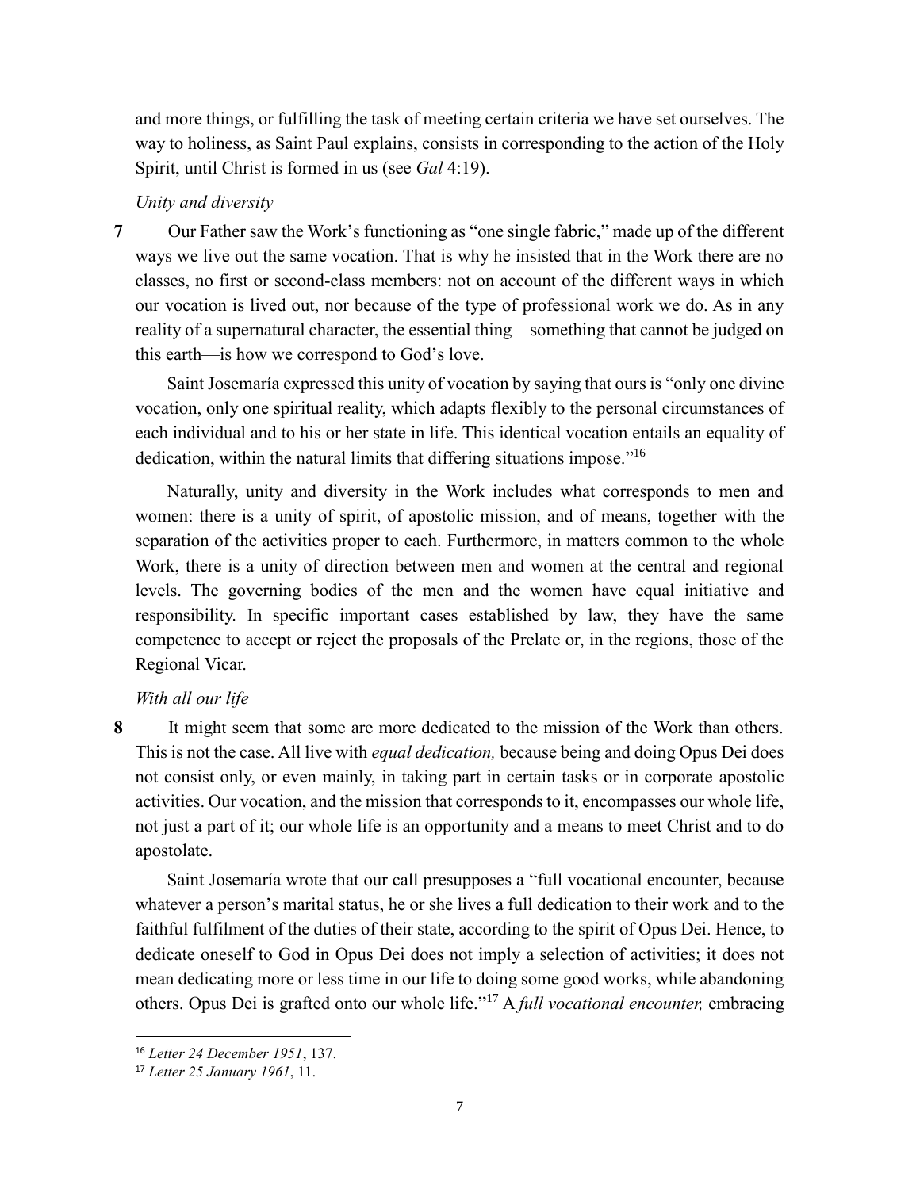and more things, or fulfilling the task of meeting certain criteria we have set ourselves. The way to holiness, as Saint Paul explains, consists in corresponding to the action of the Holy Spirit, until Christ is formed in us (see *Gal* 4:19).

*Unity and diversity*

**7** Our Father saw the Work's functioning as "one single fabric," made up of the different ways we live out the same vocation. That is why he insisted that in the Work there are no classes, no first or second-class members: not on account of the different ways in which our vocation is lived out, nor because of the type of professional work we do. As in any reality of a supernatural character, the essential thing—something that cannot be judged on this earth—is how we correspond to God's love.

Saint Josemaría expressed this unity of vocation by saying that ours is "only one divine vocation, only one spiritual reality, which adapts flexibly to the personal circumstances of each individual and to his or her state in life. This identical vocation entails an equality of dedication, within the natural limits that differing situations impose."[16]

Naturally, unity and diversity in the Work includes what corresponds to men and women: there is a unity of spirit, of apostolic mission, and of means, together with the separation of the activities proper to each. Furthermore, in matters common to the whole Work, there is a unity of direction between men and women at the central and regional levels. The governing bodies of the men and the women have equal initiative and responsibility. In specific important cases established by law, they have the same competence to accept or reject the proposals of the Prelate or, in the regions, those of the Regional Vicar.

*With all our life*

**8** It might seem that some are more dedicated to the mission of the Work than others. This is not the case. All live with *equal dedication,* because being and doing Opus Dei does not consist only, or even mainly, in taking part in certain tasks or in corporate apostolic activities. Our vocation, and the mission that corresponds to it, encompasses our whole life, not just a part of it; our whole life is an opportunity and a means to meet Christ and to do apostolate.

Saint Josemaría wrote that our call presupposes a "full vocational encounter, because whatever a person's marital status, he or she lives a full dedication to their work and to the faithful fulfilment of the duties of their state, according to the spirit of Opus Dei. Hence, to dedicate oneself to God in Opus Dei does not imply a selection of activities; it does not mean dedicating more or less time in our life to doing some good works, while abandoning others. Opus Dei is grafted onto our whole life."[17] A *full vocational encounter,* embracing

---

[16] *Letter 24 December 1951*, 137.

[17] *Letter 25 January 1961*, 11.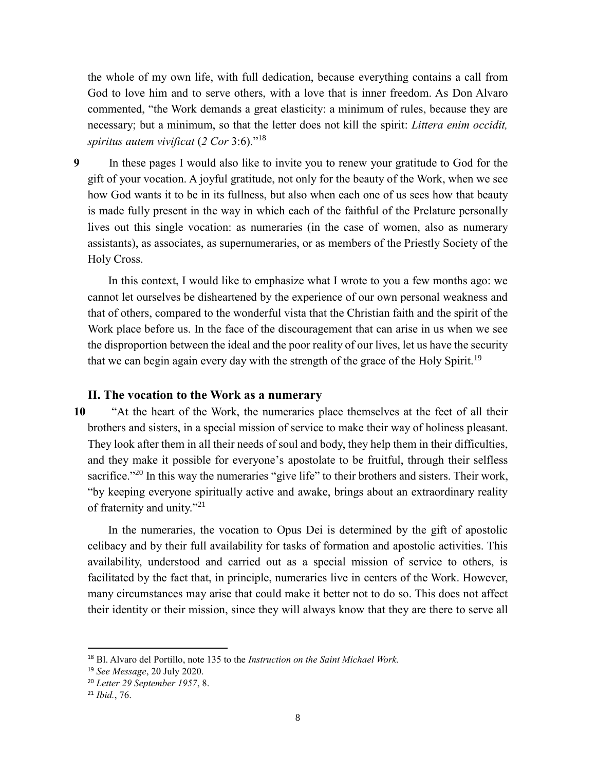the whole of my own life, with full dedication, because everything contains a call from God to love him and to serve others, with a love that is inner freedom. As Don Alvaro commented, "the Work demands a great elasticity: a minimum of rules, because they are necessary; but a minimum, so that the letter does not kill the spirit: *Littera enim occidit, spiritus autem vivificat* (*2 Cor* 3:6)."[18]

**9** In these pages I would also like to invite you to renew your gratitude to God for the gift of your vocation. A joyful gratitude, not only for the beauty of the Work, when we see how God wants it to be in its fullness, but also when each one of us sees how that beauty is made fully present in the way in which each of the faithful of the Prelature personally lives out this single vocation: as numeraries (in the case of women, also as numerary assistants), as associates, as supernumeraries, or as members of the Priestly Society of the Holy Cross.

In this context, I would like to emphasize what I wrote to you a few months ago: we cannot let ourselves be disheartened by the experience of our own personal weakness and that of others, compared to the wonderful vista that the Christian faith and the spirit of the Work place before us. In the face of the discouragement that can arise in us when we see the disproportion between the ideal and the poor reality of our lives, let us have the security that we can begin again every day with the strength of the grace of the Holy Spirit.[19]

## II. The vocation to the Work as a numerary

**10** "At the heart of the Work, the numeraries place themselves at the feet of all their brothers and sisters, in a special mission of service to make their way of holiness pleasant. They look after them in all their needs of soul and body, they help them in their difficulties, and they make it possible for everyone's apostolate to be fruitful, through their selfless sacrifice."[20] In this way the numeraries "give life" to their brothers and sisters. Their work, "by keeping everyone spiritually active and awake, brings about an extraordinary reality of fraternity and unity."[21]

In the numeraries, the vocation to Opus Dei is determined by the gift of apostolic celibacy and by their full availability for tasks of formation and apostolic activities. This availability, understood and carried out as a special mission of service to others, is facilitated by the fact that, in principle, numeraries live in centers of the Work. However, many circumstances may arise that could make it better not to do so. This does not affect their identity or their mission, since they will always know that they are there to serve all

---

[18] Bl. Alvaro del Portillo, note 135 to the *Instruction on the Saint Michael Work.*

[19] *See Message*, 20 July 2020.

[20] *Letter 29 September 1957*, 8.

[21] *Ibid.*, 76.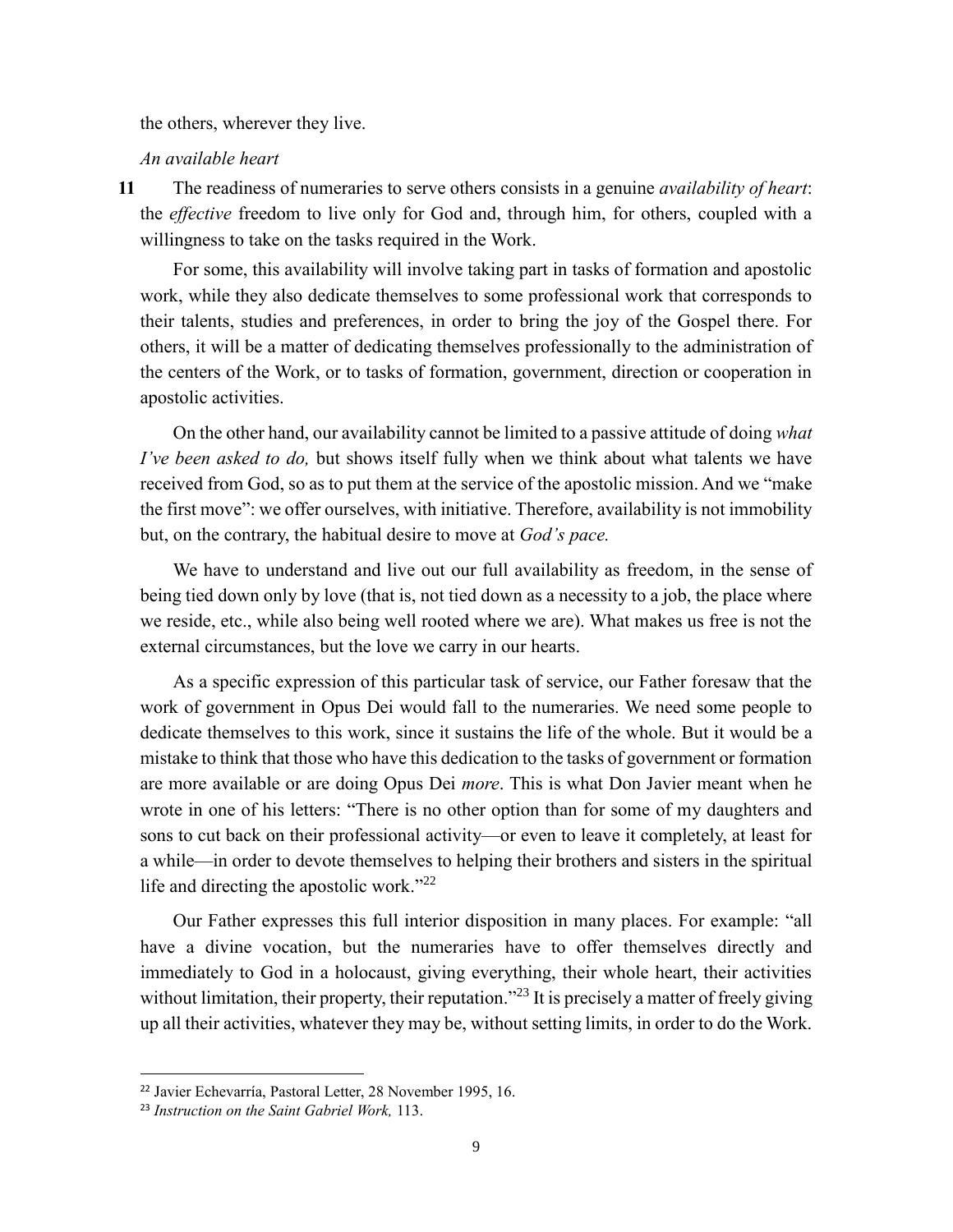the others, wherever they live.

*An available heart*

**11** The readiness of numeraries to serve others consists in a genuine *availability of heart*: the *effective* freedom to live only for God and, through him, for others, coupled with a willingness to take on the tasks required in the Work.

For some, this availability will involve taking part in tasks of formation and apostolic work, while they also dedicate themselves to some professional work that corresponds to their talents, studies and preferences, in order to bring the joy of the Gospel there. For others, it will be a matter of dedicating themselves professionally to the administration of the centers of the Work, or to tasks of formation, government, direction or cooperation in apostolic activities.

On the other hand, our availability cannot be limited to a passive attitude of doing *what I've been asked to do,* but shows itself fully when we think about what talents we have received from God, so as to put them at the service of the apostolic mission. And we "make the first move": we offer ourselves, with initiative. Therefore, availability is not immobility but, on the contrary, the habitual desire to move at *God's pace.*

We have to understand and live out our full availability as freedom, in the sense of being tied down only by love (that is, not tied down as a necessity to a job, the place where we reside, etc., while also being well rooted where we are). What makes us free is not the external circumstances, but the love we carry in our hearts.

As a specific expression of this particular task of service, our Father foresaw that the work of government in Opus Dei would fall to the numeraries. We need some people to dedicate themselves to this work, since it sustains the life of the whole. But it would be a mistake to think that those who have this dedication to the tasks of government or formation are more available or are doing Opus Dei *more*. This is what Don Javier meant when he wrote in one of his letters: "There is no other option than for some of my daughters and sons to cut back on their professional activity—or even to leave it completely, at least for a while—in order to devote themselves to helping their brothers and sisters in the spiritual life and directing the apostolic work."[22]

Our Father expresses this full interior disposition in many places. For example: "all have a divine vocation, but the numeraries have to offer themselves directly and immediately to God in a holocaust, giving everything, their whole heart, their activities without limitation, their property, their reputation."[23] It is precisely a matter of freely giving up all their activities, whatever they may be, without setting limits, in order to do the Work.

---

[22] Javier Echevarría, Pastoral Letter, 28 November 1995, 16.

[23] *Instruction on the Saint Gabriel Work,* 113.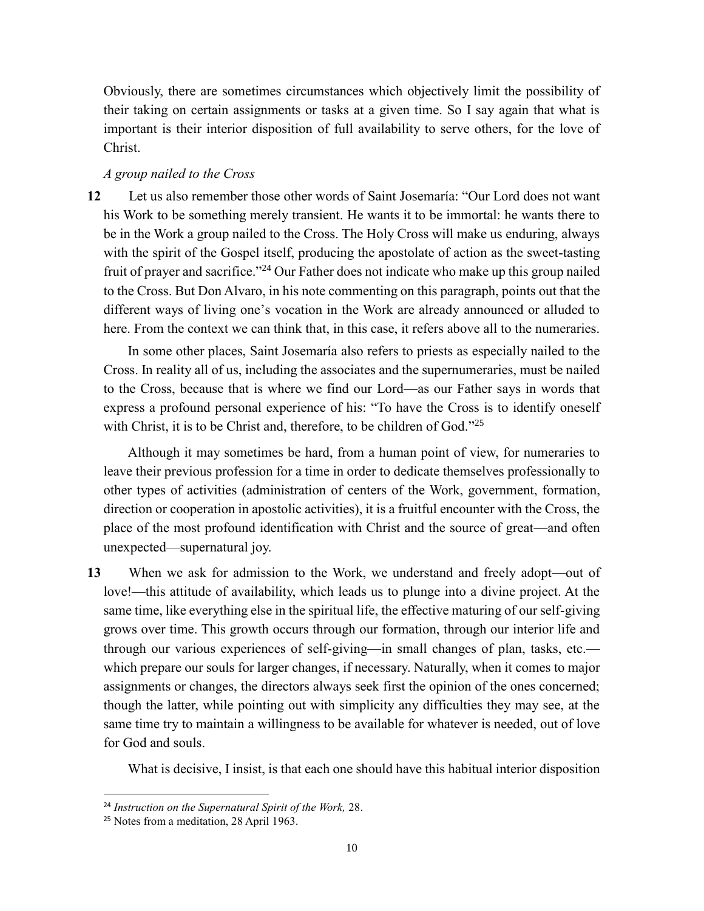Obviously, there are sometimes circumstances which objectively limit the possibility of their taking on certain assignments or tasks at a given time. So I say again that what is important is their interior disposition of full availability to serve others, for the love of Christ.

*A group nailed to the Cross*

**12** Let us also remember those other words of Saint Josemaría: "Our Lord does not want his Work to be something merely transient. He wants it to be immortal: he wants there to be in the Work a group nailed to the Cross. The Holy Cross will make us enduring, always with the spirit of the Gospel itself, producing the apostolate of action as the sweet-tasting fruit of prayer and sacrifice."[24] Our Father does not indicate who make up this group nailed to the Cross. But Don Alvaro, in his note commenting on this paragraph, points out that the different ways of living one's vocation in the Work are already announced or alluded to here. From the context we can think that, in this case, it refers above all to the numeraries.

In some other places, Saint Josemaría also refers to priests as especially nailed to the Cross. In reality all of us, including the associates and the supernumeraries, must be nailed to the Cross, because that is where we find our Lord—as our Father says in words that express a profound personal experience of his: "To have the Cross is to identify oneself with Christ, it is to be Christ and, therefore, to be children of God."[25]

Although it may sometimes be hard, from a human point of view, for numeraries to leave their previous profession for a time in order to dedicate themselves professionally to other types of activities (administration of centers of the Work, government, formation, direction or cooperation in apostolic activities), it is a fruitful encounter with the Cross, the place of the most profound identification with Christ and the source of great—and often unexpected—supernatural joy.

**13** When we ask for admission to the Work, we understand and freely adopt—out of love!—this attitude of availability, which leads us to plunge into a divine project. At the same time, like everything else in the spiritual life, the effective maturing of our self-giving grows over time. This growth occurs through our formation, through our interior life and through our various experiences of self-giving—in small changes of plan, tasks, etc.—which prepare our souls for larger changes, if necessary. Naturally, when it comes to major assignments or changes, the directors always seek first the opinion of the ones concerned; though the latter, while pointing out with simplicity any difficulties they may see, at the same time try to maintain a willingness to be available for whatever is needed, out of love for God and souls.

What is decisive, I insist, is that each one should have this habitual interior disposition

---

[24] *Instruction on the Supernatural Spirit of the Work,* 28.

[25] Notes from a meditation, 28 April 1963.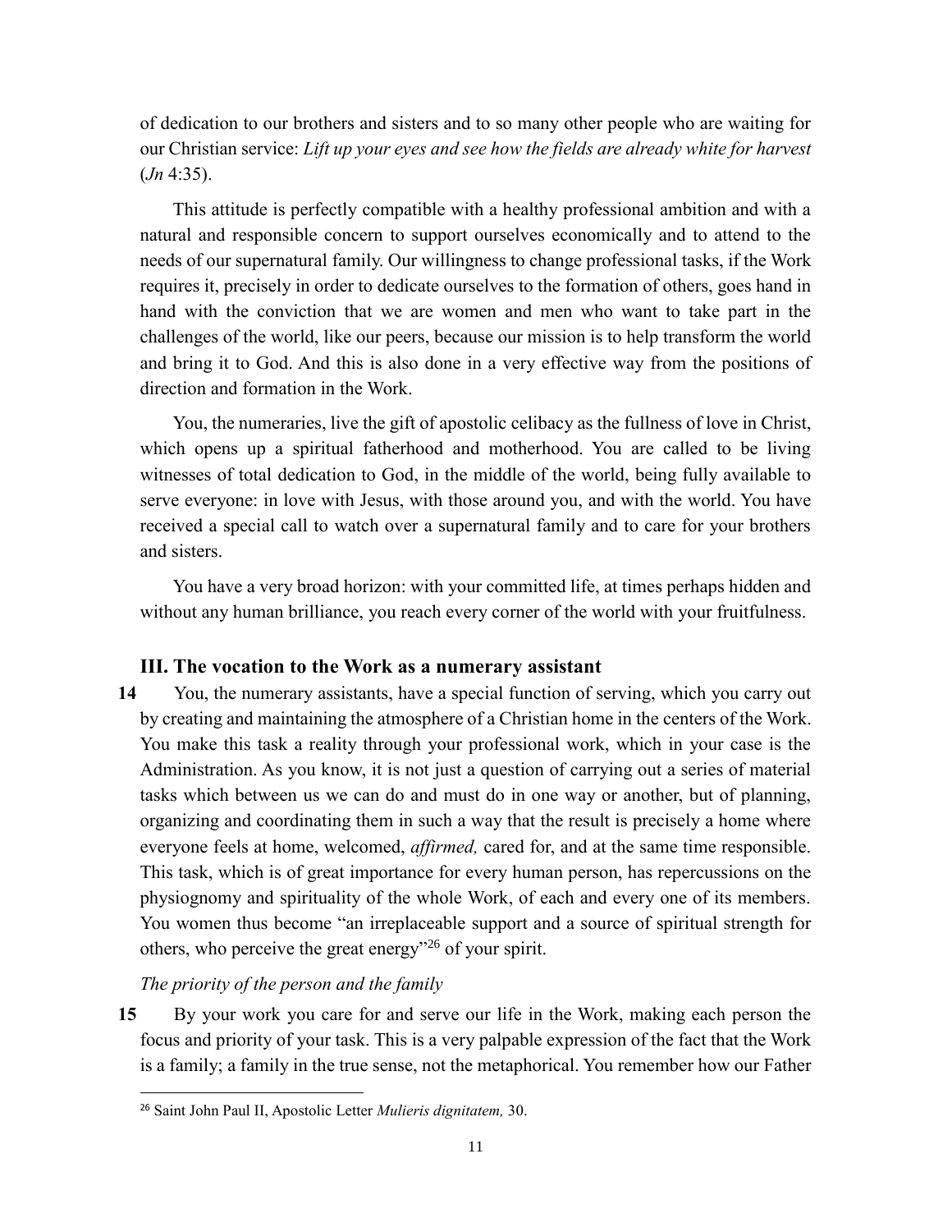of dedication to our brothers and sisters and to so many other people who are waiting for our Christian service: *Lift up your eyes and see how the fields are already white for harvest* (*Jn* 4:35).

This attitude is perfectly compatible with a healthy professional ambition and with a natural and responsible concern to support ourselves economically and to attend to the needs of our supernatural family. Our willingness to change professional tasks, if the Work requires it, precisely in order to dedicate ourselves to the formation of others, goes hand in hand with the conviction that we are women and men who want to take part in the challenges of the world, like our peers, because our mission is to help transform the world and bring it to God. And this is also done in a very effective way from the positions of direction and formation in the Work.

You, the numeraries, live the gift of apostolic celibacy as the fullness of love in Christ, which opens up a spiritual fatherhood and motherhood. You are called to be living witnesses of total dedication to God, in the middle of the world, being fully available to serve everyone: in love with Jesus, with those around you, and with the world. You have received a special call to watch over a supernatural family and to care for your brothers and sisters.

You have a very broad horizon: with your committed life, at times perhaps hidden and without any human brilliance, you reach every corner of the world with your fruitfulness.

### III. The vocation to the Work as a numerary assistant

**14** You, the numerary assistants, have a special function of serving, which you carry out by creating and maintaining the atmosphere of a Christian home in the centers of the Work. You make this task a reality through your professional work, which in your case is the Administration. As you know, it is not just a question of carrying out a series of material tasks which between us we can do and must do in one way or another, but of planning, organizing and coordinating them in such a way that the result is precisely a home where everyone feels at home, welcomed, *affirmed,* cared for, and at the same time responsible. This task, which is of great importance for every human person, has repercussions on the physiognomy and spirituality of the whole Work, of each and every one of its members. You women thus become "an irreplaceable support and a source of spiritual strength for others, who perceive the great energy"[26] of your spirit.

*The priority of the person and the family*

**15** By your work you care for and serve our life in the Work, making each person the focus and priority of your task. This is a very palpable expression of the fact that the Work is a family; a family in the true sense, not the metaphorical. You remember how our Father

---

[26] Saint John Paul II, Apostolic Letter *Mulieris dignitatem,* 30.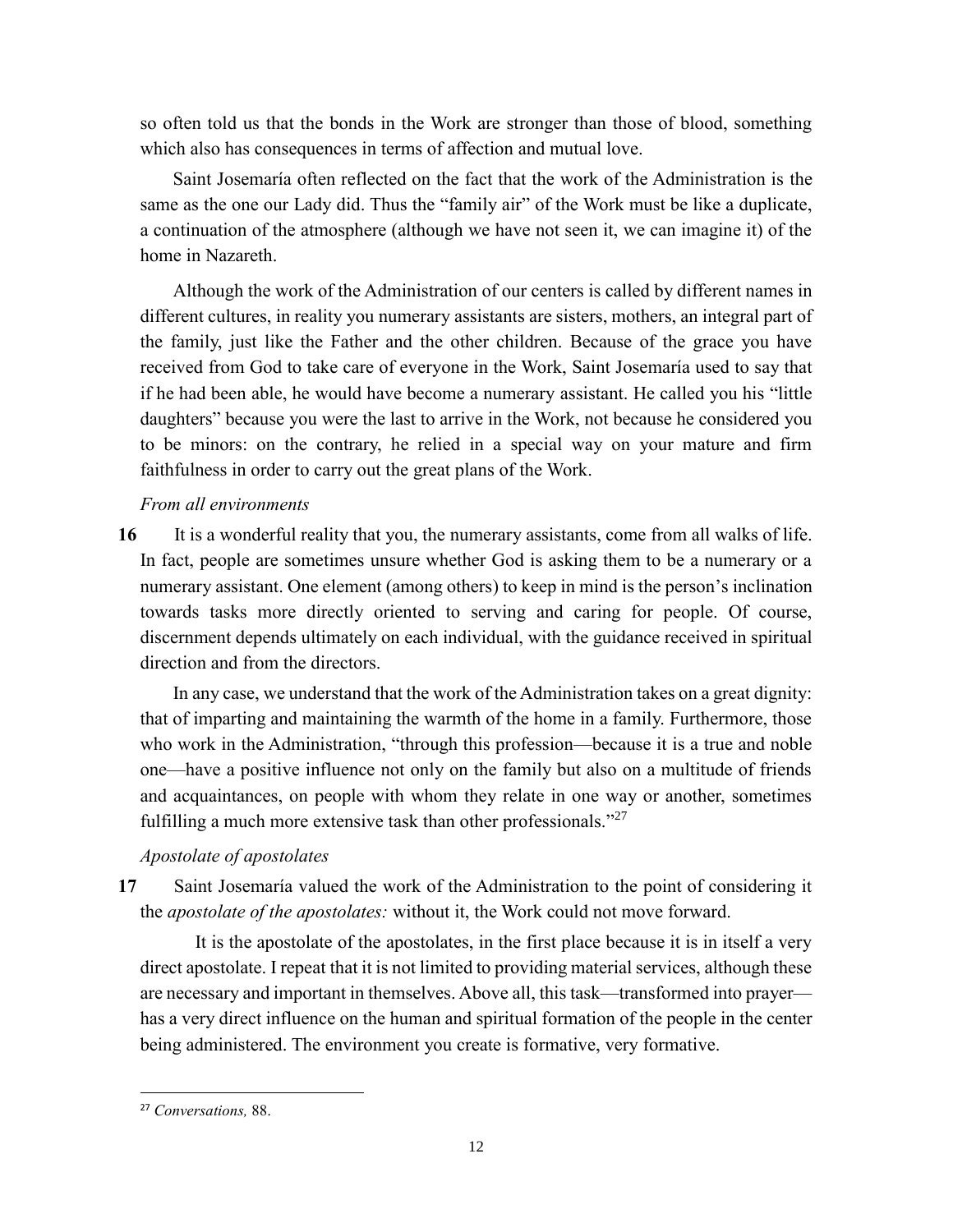so often told us that the bonds in the Work are stronger than those of blood, something which also has consequences in terms of affection and mutual love.

Saint Josemaría often reflected on the fact that the work of the Administration is the same as the one our Lady did. Thus the "family air" of the Work must be like a duplicate, a continuation of the atmosphere (although we have not seen it, we can imagine it) of the home in Nazareth.

Although the work of the Administration of our centers is called by different names in different cultures, in reality you numerary assistants are sisters, mothers, an integral part of the family, just like the Father and the other children. Because of the grace you have received from God to take care of everyone in the Work, Saint Josemaría used to say that if he had been able, he would have become a numerary assistant. He called you his "little daughters" because you were the last to arrive in the Work, not because he considered you to be minors: on the contrary, he relied in a special way on your mature and firm faithfulness in order to carry out the great plans of the Work.

*From all environments*

**16** It is a wonderful reality that you, the numerary assistants, come from all walks of life. In fact, people are sometimes unsure whether God is asking them to be a numerary or a numerary assistant. One element (among others) to keep in mind is the person's inclination towards tasks more directly oriented to serving and caring for people. Of course, discernment depends ultimately on each individual, with the guidance received in spiritual direction and from the directors.

In any case, we understand that the work of the Administration takes on a great dignity: that of imparting and maintaining the warmth of the home in a family. Furthermore, those who work in the Administration, "through this profession—because it is a true and noble one—have a positive influence not only on the family but also on a multitude of friends and acquaintances, on people with whom they relate in one way or another, sometimes fulfilling a much more extensive task than other professionals."[27]

*Apostolate of apostolates*

**17** Saint Josemaría valued the work of the Administration to the point of considering it the *apostolate of the apostolates:* without it, the Work could not move forward.

> It is the apostolate of the apostolates, in the first place because it is in itself a very direct apostolate. I repeat that it is not limited to providing material services, although these are necessary and important in themselves. Above all, this task—transformed into prayer—has a very direct influence on the human and spiritual formation of the people in the center being administered. The environment you create is formative, very formative.

[27] *Conversations,* 88.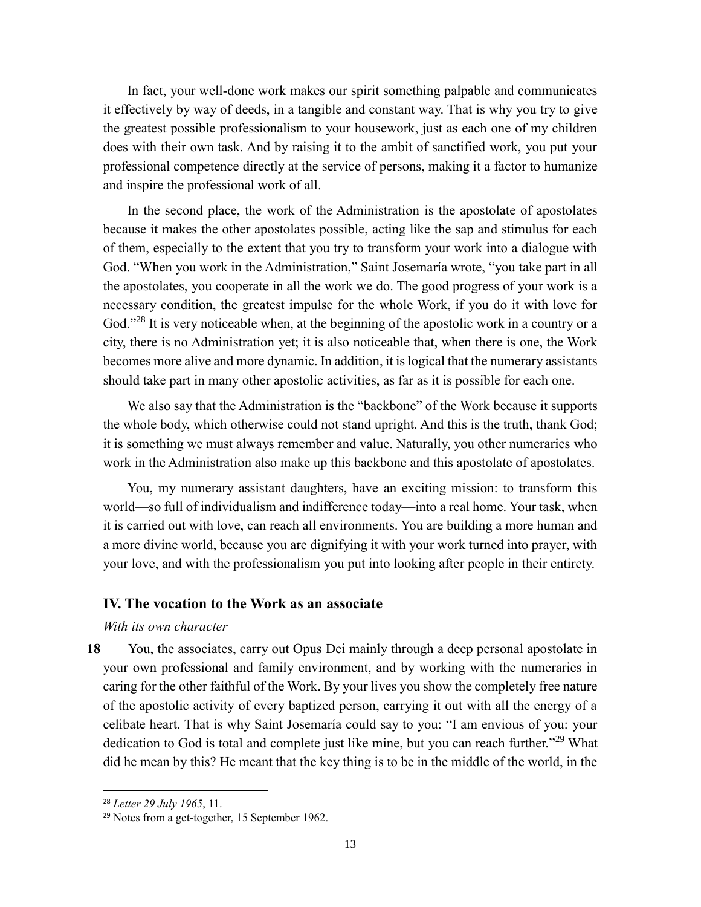In fact, your well-done work makes our spirit something palpable and communicates it effectively by way of deeds, in a tangible and constant way. That is why you try to give the greatest possible professionalism to your housework, just as each one of my children does with their own task. And by raising it to the ambit of sanctified work, you put your professional competence directly at the service of persons, making it a factor to humanize and inspire the professional work of all.

In the second place, the work of the Administration is the apostolate of apostolates because it makes the other apostolates possible, acting like the sap and stimulus for each of them, especially to the extent that you try to transform your work into a dialogue with God. "When you work in the Administration," Saint Josemaría wrote, "you take part in all the apostolates, you cooperate in all the work we do. The good progress of your work is a necessary condition, the greatest impulse for the whole Work, if you do it with love for God."[28] It is very noticeable when, at the beginning of the apostolic work in a country or a city, there is no Administration yet; it is also noticeable that, when there is one, the Work becomes more alive and more dynamic. In addition, it is logical that the numerary assistants should take part in many other apostolic activities, as far as it is possible for each one.

We also say that the Administration is the "backbone" of the Work because it supports the whole body, which otherwise could not stand upright. And this is the truth, thank God; it is something we must always remember and value. Naturally, you other numeraries who work in the Administration also make up this backbone and this apostolate of apostolates.

You, my numerary assistant daughters, have an exciting mission: to transform this world—so full of individualism and indifference today—into a real home. Your task, when it is carried out with love, can reach all environments. You are building a more human and a more divine world, because you are dignifying it with your work turned into prayer, with your love, and with the professionalism you put into looking after people in their entirety.

## IV. The vocation to the Work as an associate

*With its own character*

**18** You, the associates, carry out Opus Dei mainly through a deep personal apostolate in your own professional and family environment, and by working with the numeraries in caring for the other faithful of the Work. By your lives you show the completely free nature of the apostolic activity of every baptized person, carrying it out with all the energy of a celibate heart. That is why Saint Josemaría could say to you: "I am envious of you: your dedication to God is total and complete just like mine, but you can reach further."[29] What did he mean by this? He meant that the key thing is to be in the middle of the world, in the

---

[28] *Letter 29 July 1965*, 11.

[29] Notes from a get-together, 15 September 1962.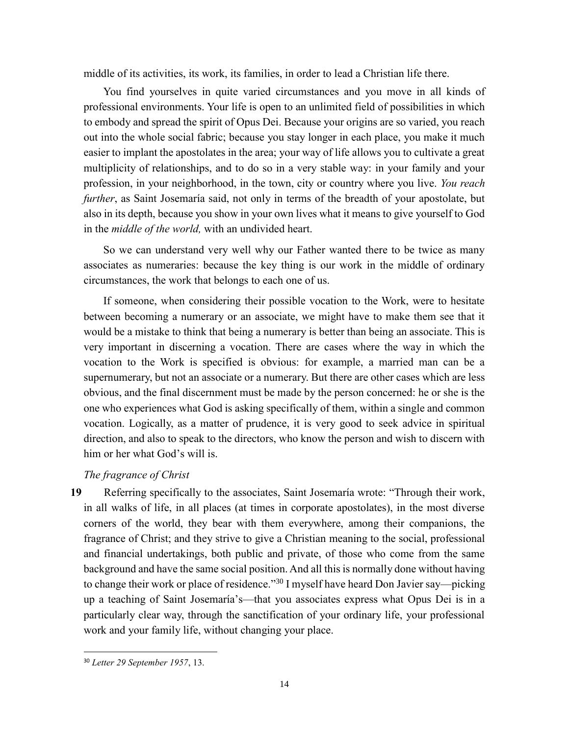middle of its activities, its work, its families, in order to lead a Christian life there.

You find yourselves in quite varied circumstances and you move in all kinds of professional environments. Your life is open to an unlimited field of possibilities in which to embody and spread the spirit of Opus Dei. Because your origins are so varied, you reach out into the whole social fabric; because you stay longer in each place, you make it much easier to implant the apostolates in the area; your way of life allows you to cultivate a great multiplicity of relationships, and to do so in a very stable way: in your family and your profession, in your neighborhood, in the town, city or country where you live. *You reach further*, as Saint Josemaría said, not only in terms of the breadth of your apostolate, but also in its depth, because you show in your own lives what it means to give yourself to God in the *middle of the world,* with an undivided heart.

So we can understand very well why our Father wanted there to be twice as many associates as numeraries: because the key thing is our work in the middle of ordinary circumstances, the work that belongs to each one of us.

If someone, when considering their possible vocation to the Work, were to hesitate between becoming a numerary or an associate, we might have to make them see that it would be a mistake to think that being a numerary is better than being an associate. This is very important in discerning a vocation. There are cases where the way in which the vocation to the Work is specified is obvious: for example, a married man can be a supernumerary, but not an associate or a numerary. But there are other cases which are less obvious, and the final discernment must be made by the person concerned: he or she is the one who experiences what God is asking specifically of them, within a single and common vocation. Logically, as a matter of prudence, it is very good to seek advice in spiritual direction, and also to speak to the directors, who know the person and wish to discern with him or her what God's will is.

*The fragrance of Christ*

**19** Referring specifically to the associates, Saint Josemaría wrote: "Through their work, in all walks of life, in all places (at times in corporate apostolates), in the most diverse corners of the world, they bear with them everywhere, among their companions, the fragrance of Christ; and they strive to give a Christian meaning to the social, professional and financial undertakings, both public and private, of those who come from the same background and have the same social position. And all this is normally done without having to change their work or place of residence."[30] I myself have heard Don Javier say—picking up a teaching of Saint Josemaría's—that you associates express what Opus Dei is in a particularly clear way, through the sanctification of your ordinary life, your professional work and your family life, without changing your place.

[30] *Letter 29 September 1957*, 13.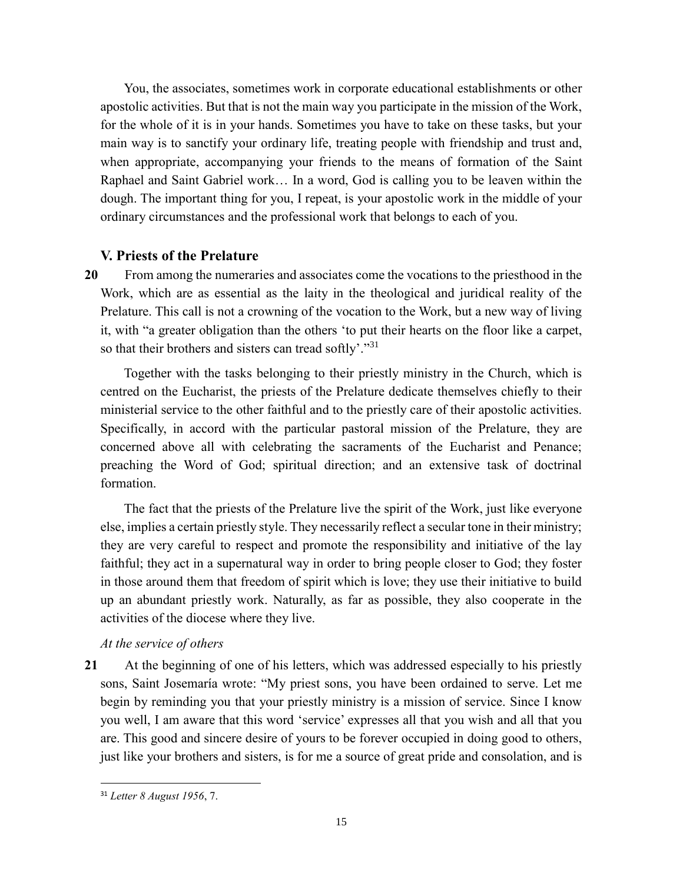You, the associates, sometimes work in corporate educational establishments or other apostolic activities. But that is not the main way you participate in the mission of the Work, for the whole of it is in your hands. Sometimes you have to take on these tasks, but your main way is to sanctify your ordinary life, treating people with friendship and trust and, when appropriate, accompanying your friends to the means of formation of the Saint Raphael and Saint Gabriel work… In a word, God is calling you to be leaven within the dough. The important thing for you, I repeat, is your apostolic work in the middle of your ordinary circumstances and the professional work that belongs to each of you.

### V. Priests of the Prelature

**20** From among the numeraries and associates come the vocations to the priesthood in the Work, which are as essential as the laity in the theological and juridical reality of the Prelature. This call is not a crowning of the vocation to the Work, but a new way of living it, with "a greater obligation than the others 'to put their hearts on the floor like a carpet, so that their brothers and sisters can tread softly'."[31]

Together with the tasks belonging to their priestly ministry in the Church, which is centred on the Eucharist, the priests of the Prelature dedicate themselves chiefly to their ministerial service to the other faithful and to the priestly care of their apostolic activities. Specifically, in accord with the particular pastoral mission of the Prelature, they are concerned above all with celebrating the sacraments of the Eucharist and Penance; preaching the Word of God; spiritual direction; and an extensive task of doctrinal formation.

The fact that the priests of the Prelature live the spirit of the Work, just like everyone else, implies a certain priestly style. They necessarily reflect a secular tone in their ministry; they are very careful to respect and promote the responsibility and initiative of the lay faithful; they act in a supernatural way in order to bring people closer to God; they foster in those around them that freedom of spirit which is love; they use their initiative to build up an abundant priestly work. Naturally, as far as possible, they also cooperate in the activities of the diocese where they live.

*At the service of others*

**21** At the beginning of one of his letters, which was addressed especially to his priestly sons, Saint Josemaría wrote: "My priest sons, you have been ordained to serve. Let me begin by reminding you that your priestly ministry is a mission of service. Since I know you well, I am aware that this word 'service' expresses all that you wish and all that you are. This good and sincere desire of yours to be forever occupied in doing good to others, just like your brothers and sisters, is for me a source of great pride and consolation, and is

[31] *Letter 8 August 1956*, 7.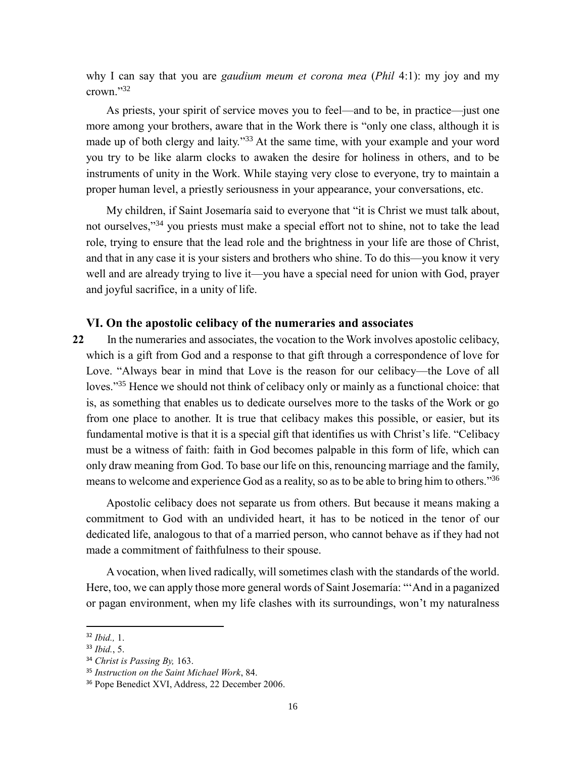why I can say that you are *gaudium meum et corona mea* (*Phil* 4:1): my joy and my crown."[32]

As priests, your spirit of service moves you to feel—and to be, in practice—just one more among your brothers, aware that in the Work there is "only one class, although it is made up of both clergy and laity."[33] At the same time, with your example and your word you try to be like alarm clocks to awaken the desire for holiness in others, and to be instruments of unity in the Work. While staying very close to everyone, try to maintain a proper human level, a priestly seriousness in your appearance, your conversations, etc.

My children, if Saint Josemaría said to everyone that "it is Christ we must talk about, not ourselves,"[34] you priests must make a special effort not to shine, not to take the lead role, trying to ensure that the lead role and the brightness in your life are those of Christ, and that in any case it is your sisters and brothers who shine. To do this—you know it very well and are already trying to live it—you have a special need for union with God, prayer and joyful sacrifice, in a unity of life.

### VI. On the apostolic celibacy of the numeraries and associates

**22** In the numeraries and associates, the vocation to the Work involves apostolic celibacy, which is a gift from God and a response to that gift through a correspondence of love for Love. "Always bear in mind that Love is the reason for our celibacy—the Love of all loves."[35] Hence we should not think of celibacy only or mainly as a functional choice: that is, as something that enables us to dedicate ourselves more to the tasks of the Work or go from one place to another. It is true that celibacy makes this possible, or easier, but its fundamental motive is that it is a special gift that identifies us with Christ's life. "Celibacy must be a witness of faith: faith in God becomes palpable in this form of life, which can only draw meaning from God. To base our life on this, renouncing marriage and the family, means to welcome and experience God as a reality, so as to be able to bring him to others."[36]

Apostolic celibacy does not separate us from others. But because it means making a commitment to God with an undivided heart, it has to be noticed in the tenor of our dedicated life, analogous to that of a married person, who cannot behave as if they had not made a commitment of faithfulness to their spouse.

A vocation, when lived radically, will sometimes clash with the standards of the world. Here, too, we can apply those more general words of Saint Josemaría: "'And in a paganized or pagan environment, when my life clashes with its surroundings, won't my naturalness

---

[32] *Ibid.,* 1.

[33] *Ibid.*, 5.

[34] *Christ is Passing By,* 163.

[35] *Instruction on the Saint Michael Work*, 84.

[36] Pope Benedict XVI, Address, 22 December 2006.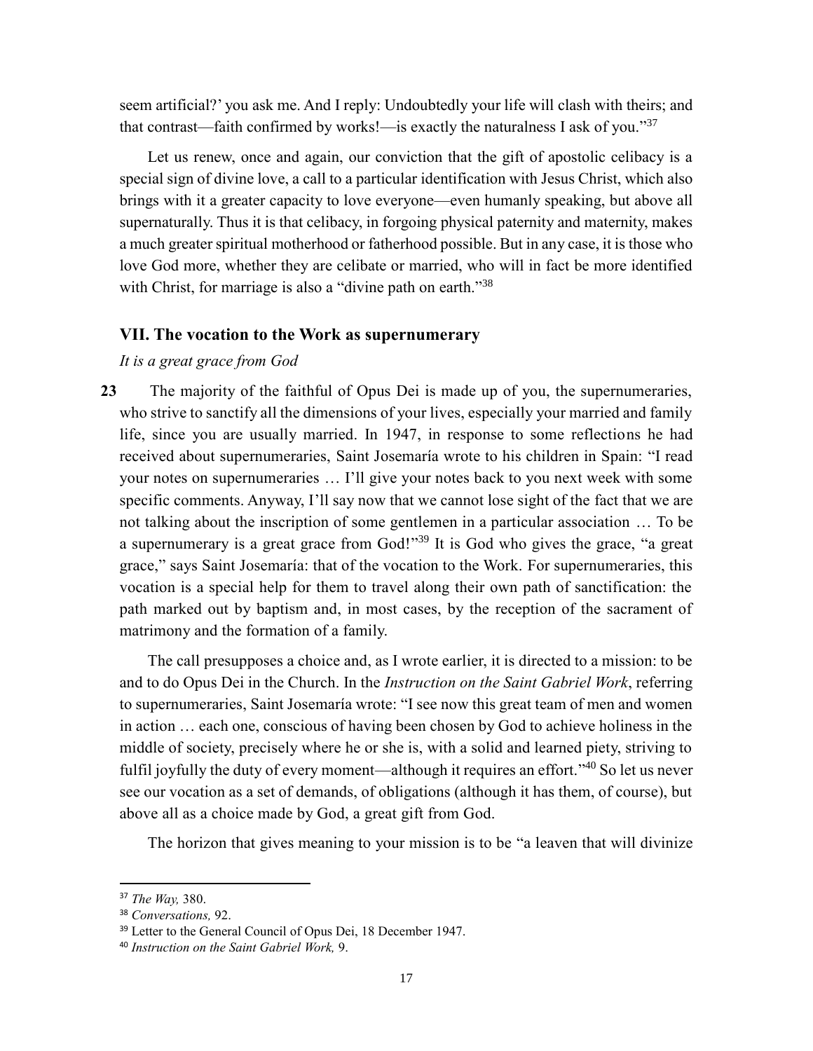seem artificial?' you ask me. And I reply: Undoubtedly your life will clash with theirs; and that contrast—faith confirmed by works!—is exactly the naturalness I ask of you."[37]

Let us renew, once and again, our conviction that the gift of apostolic celibacy is a special sign of divine love, a call to a particular identification with Jesus Christ, which also brings with it a greater capacity to love everyone—even humanly speaking, but above all supernaturally. Thus it is that celibacy, in forgoing physical paternity and maternity, makes a much greater spiritual motherhood or fatherhood possible. But in any case, it is those who love God more, whether they are celibate or married, who will in fact be more identified with Christ, for marriage is also a "divine path on earth."[38]

## VII. The vocation to the Work as supernumerary

*It is a great grace from God*

**23** The majority of the faithful of Opus Dei is made up of you, the supernumeraries, who strive to sanctify all the dimensions of your lives, especially your married and family life, since you are usually married. In 1947, in response to some reflections he had received about supernumeraries, Saint Josemaría wrote to his children in Spain: "I read your notes on supernumeraries … I'll give your notes back to you next week with some specific comments. Anyway, I'll say now that we cannot lose sight of the fact that we are not talking about the inscription of some gentlemen in a particular association … To be a supernumerary is a great grace from God!"[39] It is God who gives the grace, "a great grace," says Saint Josemaría: that of the vocation to the Work. For supernumeraries, this vocation is a special help for them to travel along their own path of sanctification: the path marked out by baptism and, in most cases, by the reception of the sacrament of matrimony and the formation of a family.

The call presupposes a choice and, as I wrote earlier, it is directed to a mission: to be and to do Opus Dei in the Church. In the *Instruction on the Saint Gabriel Work*, referring to supernumeraries, Saint Josemaría wrote: "I see now this great team of men and women in action … each one, conscious of having been chosen by God to achieve holiness in the middle of society, precisely where he or she is, with a solid and learned piety, striving to fulfil joyfully the duty of every moment—although it requires an effort."[40] So let us never see our vocation as a set of demands, of obligations (although it has them, of course), but above all as a choice made by God, a great gift from God.

The horizon that gives meaning to your mission is to be "a leaven that will divinize

---

[37] *The Way,* 380.

[38] *Conversations,* 92.

[39] Letter to the General Council of Opus Dei, 18 December 1947.

[40] *Instruction on the Saint Gabriel Work,* 9.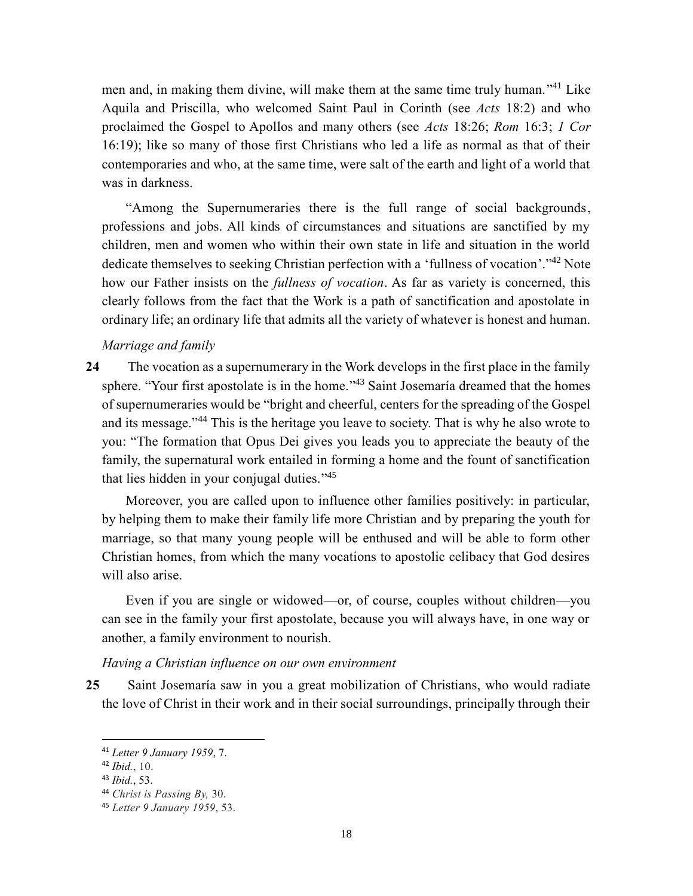men and, in making them divine, will make them at the same time truly human."[41] Like Aquila and Priscilla, who welcomed Saint Paul in Corinth (see *Acts* 18:2) and who proclaimed the Gospel to Apollos and many others (see *Acts* 18:26; *Rom* 16:3; *1 Cor* 16:19); like so many of those first Christians who led a life as normal as that of their contemporaries and who, at the same time, were salt of the earth and light of a world that was in darkness.

"Among the Supernumeraries there is the full range of social backgrounds, professions and jobs. All kinds of circumstances and situations are sanctified by my children, men and women who within their own state in life and situation in the world dedicate themselves to seeking Christian perfection with a 'fullness of vocation'."[42] Note how our Father insists on the *fullness of vocation*. As far as variety is concerned, this clearly follows from the fact that the Work is a path of sanctification and apostolate in ordinary life; an ordinary life that admits all the variety of whatever is honest and human.

*Marriage and family*

**24** The vocation as a supernumerary in the Work develops in the first place in the family sphere. "Your first apostolate is in the home."[43] Saint Josemaría dreamed that the homes of supernumeraries would be "bright and cheerful, centers for the spreading of the Gospel and its message."[44] This is the heritage you leave to society. That is why he also wrote to you: "The formation that Opus Dei gives you leads you to appreciate the beauty of the family, the supernatural work entailed in forming a home and the fount of sanctification that lies hidden in your conjugal duties."[45]

Moreover, you are called upon to influence other families positively: in particular, by helping them to make their family life more Christian and by preparing the youth for marriage, so that many young people will be enthused and will be able to form other Christian homes, from which the many vocations to apostolic celibacy that God desires will also arise.

Even if you are single or widowed—or, of course, couples without children—you can see in the family your first apostolate, because you will always have, in one way or another, a family environment to nourish.

*Having a Christian influence on our own environment*

**25** Saint Josemaría saw in you a great mobilization of Christians, who would radiate the love of Christ in their work and in their social surroundings, principally through their

---

[41] *Letter 9 January 1959*, 7.

[42] *Ibid.*, 10.

[43] *Ibid.*, 53.

[44] *Christ is Passing By,* 30.

[45] *Letter 9 January 1959*, 53.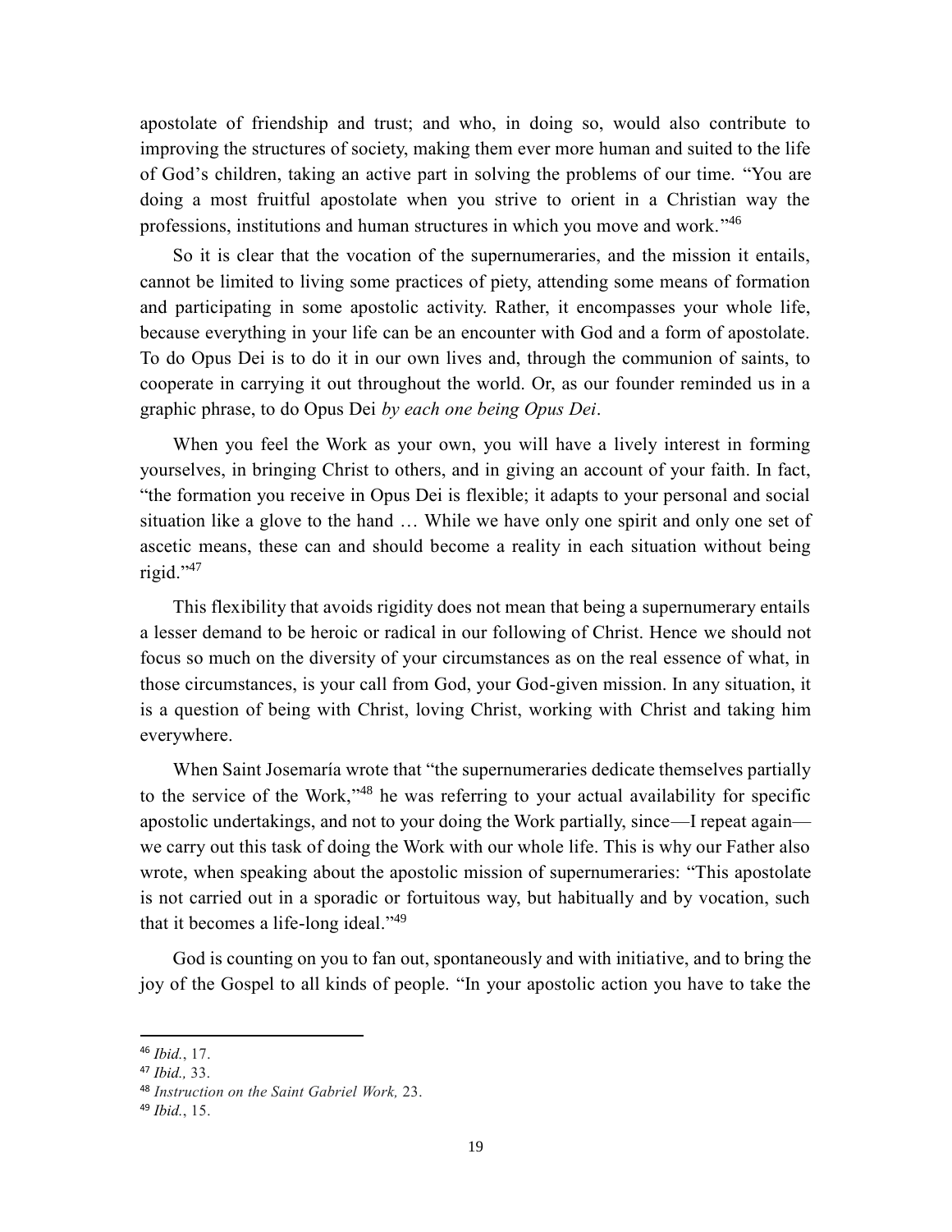apostolate of friendship and trust; and who, in doing so, would also contribute to improving the structures of society, making them ever more human and suited to the life of God's children, taking an active part in solving the problems of our time. "You are doing a most fruitful apostolate when you strive to orient in a Christian way the professions, institutions and human structures in which you move and work."[46]

So it is clear that the vocation of the supernumeraries, and the mission it entails, cannot be limited to living some practices of piety, attending some means of formation and participating in some apostolic activity. Rather, it encompasses your whole life, because everything in your life can be an encounter with God and a form of apostolate. To do Opus Dei is to do it in our own lives and, through the communion of saints, to cooperate in carrying it out throughout the world. Or, as our founder reminded us in a graphic phrase, to do Opus Dei *by each one being Opus Dei*.

When you feel the Work as your own, you will have a lively interest in forming yourselves, in bringing Christ to others, and in giving an account of your faith. In fact, "the formation you receive in Opus Dei is flexible; it adapts to your personal and social situation like a glove to the hand … While we have only one spirit and only one set of ascetic means, these can and should become a reality in each situation without being rigid."[47]

This flexibility that avoids rigidity does not mean that being a supernumerary entails a lesser demand to be heroic or radical in our following of Christ. Hence we should not focus so much on the diversity of your circumstances as on the real essence of what, in those circumstances, is your call from God, your God-given mission. In any situation, it is a question of being with Christ, loving Christ, working with Christ and taking him everywhere.

When Saint Josemaría wrote that "the supernumeraries dedicate themselves partially to the service of the Work,"[48] he was referring to your actual availability for specific apostolic undertakings, and not to your doing the Work partially, since—I repeat again—we carry out this task of doing the Work with our whole life. This is why our Father also wrote, when speaking about the apostolic mission of supernumeraries: "This apostolate is not carried out in a sporadic or fortuitous way, but habitually and by vocation, such that it becomes a life-long ideal."[49]

God is counting on you to fan out, spontaneously and with initiative, and to bring the joy of the Gospel to all kinds of people. "In your apostolic action you have to take the

---

[46] *Ibid.*, 17.

[47] *Ibid.,* 33.

[48] *Instruction on the Saint Gabriel Work,* 23.

[49] *Ibid.*, 15.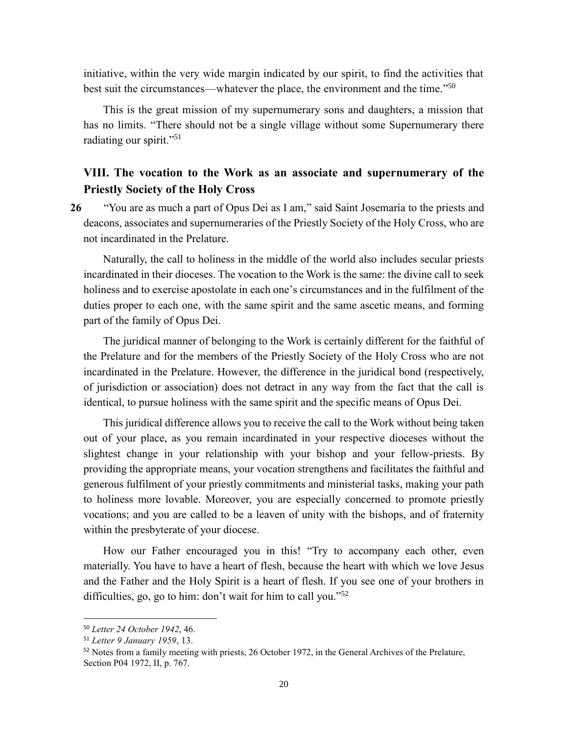initiative, within the very wide margin indicated by our spirit, to find the activities that best suit the circumstances—whatever the place, the environment and the time."[50]

This is the great mission of my supernumerary sons and daughters, a mission that has no limits. "There should not be a single village without some Supernumerary there radiating our spirit."[51]

## VIII. The vocation to the Work as an associate and supernumerary of the Priestly Society of the Holy Cross

**26** "You are as much a part of Opus Dei as I am," said Saint Josemaría to the priests and deacons, associates and supernumeraries of the Priestly Society of the Holy Cross, who are not incardinated in the Prelature.

Naturally, the call to holiness in the middle of the world also includes secular priests incardinated in their dioceses. The vocation to the Work is the same: the divine call to seek holiness and to exercise apostolate in each one's circumstances and in the fulfilment of the duties proper to each one, with the same spirit and the same ascetic means, and forming part of the family of Opus Dei.

The juridical manner of belonging to the Work is certainly different for the faithful of the Prelature and for the members of the Priestly Society of the Holy Cross who are not incardinated in the Prelature. However, the difference in the juridical bond (respectively, of jurisdiction or association) does not detract in any way from the fact that the call is identical, to pursue holiness with the same spirit and the specific means of Opus Dei.

This juridical difference allows you to receive the call to the Work without being taken out of your place, as you remain incardinated in your respective dioceses without the slightest change in your relationship with your bishop and your fellow-priests. By providing the appropriate means, your vocation strengthens and facilitates the faithful and generous fulfilment of your priestly commitments and ministerial tasks, making your path to holiness more lovable. Moreover, you are especially concerned to promote priestly vocations; and you are called to be a leaven of unity with the bishops, and of fraternity within the presbyterate of your diocese.

How our Father encouraged you in this! "Try to accompany each other, even materially. You have to have a heart of flesh, because the heart with which we love Jesus and the Father and the Holy Spirit is a heart of flesh. If you see one of your brothers in difficulties, go, go to him: don't wait for him to call you."[52]

---

[50] *Letter 24 October 1942*, 46.

[51] *Letter 9 January 1959*, 13.

[52] Notes from a family meeting with priests, 26 October 1972, in the General Archives of the Prelature, Section P04 1972, II, p. 767.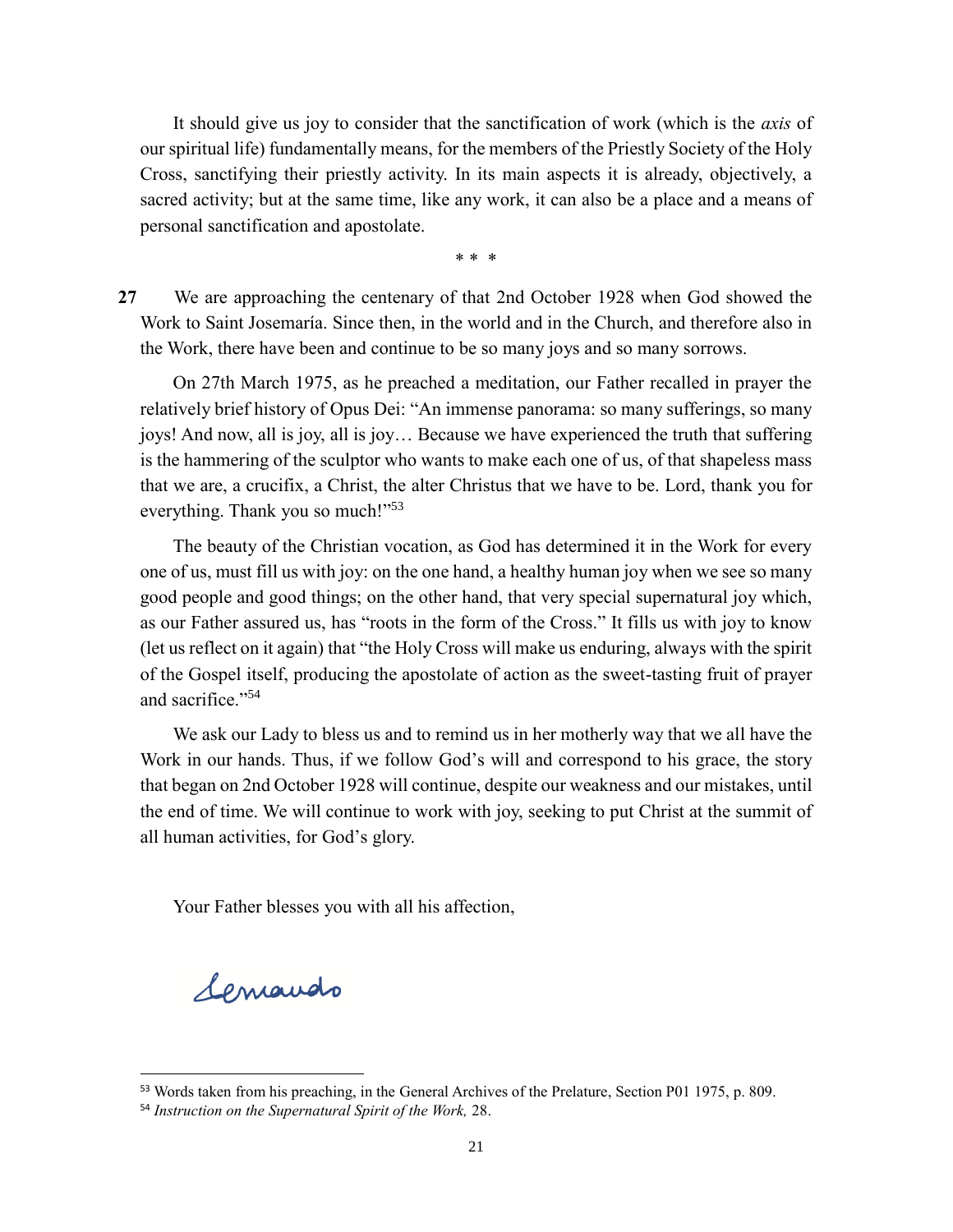It should give us joy to consider that the sanctification of work (which is the *axis* of our spiritual life) fundamentally means, for the members of the Priestly Society of the Holy Cross, sanctifying their priestly activity. In its main aspects it is already, objectively, a sacred activity; but at the same time, like any work, it can also be a place and a means of personal sanctification and apostolate.

\* \* \*

**27** We are approaching the centenary of that 2nd October 1928 when God showed the Work to Saint Josemaría. Since then, in the world and in the Church, and therefore also in the Work, there have been and continue to be so many joys and so many sorrows.

On 27th March 1975, as he preached a meditation, our Father recalled in prayer the relatively brief history of Opus Dei: "An immense panorama: so many sufferings, so many joys! And now, all is joy, all is joy… Because we have experienced the truth that suffering is the hammering of the sculptor who wants to make each one of us, of that shapeless mass that we are, a crucifix, a Christ, the alter Christus that we have to be. Lord, thank you for everything. Thank you so much!"[53]

The beauty of the Christian vocation, as God has determined it in the Work for every one of us, must fill us with joy: on the one hand, a healthy human joy when we see so many good people and good things; on the other hand, that very special supernatural joy which, as our Father assured us, has "roots in the form of the Cross." It fills us with joy to know (let us reflect on it again) that "the Holy Cross will make us enduring, always with the spirit of the Gospel itself, producing the apostolate of action as the sweet-tasting fruit of prayer and sacrifice."[54]

We ask our Lady to bless us and to remind us in her motherly way that we all have the Work in our hands. Thus, if we follow God's will and correspond to his grace, the story that began on 2nd October 1928 will continue, despite our weakness and our mistakes, until the end of time. We will continue to work with joy, seeking to put Christ at the summit of all human activities, for God's glory.

Your Father blesses you with all his affection,

Fernando

---

[53] Words taken from his preaching, in the General Archives of the Prelature, Section P01 1975, p. 809.

[54] *Instruction on the Supernatural Spirit of the Work,* 28.